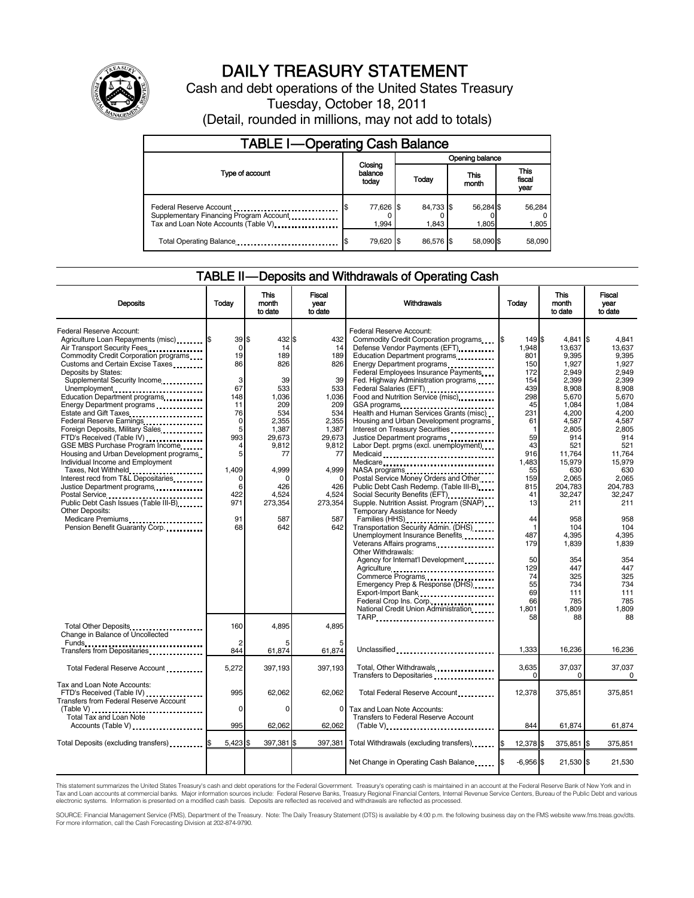# DAILY TREASURY STATEMENT

Cash and debt operations of the United States Treasury

Tuesday, October 18, 2011

(Detail, rounded in millions, may not add to totals)

## TABLE I—Operating Cash Balance

| Type of account | Closing balance today | Opening balance Today | Opening balance This month | Opening balance This fiscal year |
|---|---|---|---|---|
| Federal Reserve Account | $ 77,626 | $ 84,733 | $ 56,284 | $ 56,284 |
| Supplementary Financing Program Account | 0 | 0 | 0 | 0 |
| Tax and Loan Note Accounts (Table V) | 1,994 | 1,843 | 1,805 | 1,805 |
| Total Operating Balance | $ 79,620 | $ 86,576 | $ 58,090 | $ 58,090 |

## TABLE II—Deposits and Withdrawals of Operating Cash

| Deposits | Today | This month to date | Fiscal year to date |
|---|---|---|---|
| Federal Reserve Account: | | | |
| Agriculture Loan Repayments (misc) | $ 39 | $ 432 | $ 432 |
| Air Transport Security Fees | 0 | 14 | 14 |
| Commodity Credit Corporation programs | 19 | 189 | 189 |
| Customs and Certain Excise Taxes | 86 | 826 | 826 |
| Deposits by States: | | | |
| Supplemental Security Income | 3 | 39 | 39 |
| Unemployment | 67 | 533 | 533 |
| Education Department programs | 148 | 1,036 | 1,036 |
| Energy Department programs | 11 | 209 | 209 |
| Estate and Gift Taxes | 76 | 534 | 534 |
| Federal Reserve Earnings | 0 | 2,355 | 2,355 |
| Foreign Deposits, Military Sales | 5 | 1,387 | 1,387 |
| FTD's Received (Table IV) | 993 | 29,673 | 29,673 |
| GSE MBS Purchase Program Income | 4 | 9,812 | 9,812 |
| Housing and Urban Development programs | 5 | 77 | 77 |
| Individual Income and Employment Taxes, Not Withheld | 1,409 | 4,999 | 4,999 |
| Interest recd from T&L Depositaries | 0 | 0 | 0 |
| Justice Department programs | 6 | 426 | 426 |
| Postal Service | 422 | 4,524 | 4,524 |
| Public Debt Cash Issues (Table III-B) | 971 | 273,354 | 273,354 |
| Other Deposits: | | | |
| Medicare Premiums | 91 | 587 | 587 |
| Pension Benefit Guaranty Corp. | 68 | 642 | 642 |
| Total Other Deposits | 160 | 4,895 | 4,895 |
| Change in Balance of Uncollected Funds | 2 | 5 | 5 |
| Transfers from Depositaries | 844 | 61,874 | 61,874 |
| Total Federal Reserve Account | 5,272 | 397,193 | 397,193 |
| Tax and Loan Note Accounts: | | | |
| FTD's Received (Table IV) | 995 | 62,062 | 62,062 |
| Transfers from Federal Reserve Account (Table V) | 0 | 0 | 0 |
| Total Tax and Loan Note Accounts (Table V) | 995 | 62,062 | 62,062 |
| Total Deposits (excluding transfers) | $ 5,423 | $ 397,381 | $ 397,381 |

| Withdrawals | Today | This month to date | Fiscal year to date |
|---|---|---|---|
| Federal Reserve Account: | | | |
| Commodity Credit Corporation programs | $ 149 | $ 4,841 | $ 4,841 |
| Defense Vendor Payments (EFT) | 1,948 | 13,637 | 13,637 |
| Education Department programs | 801 | 9,395 | 9,395 |
| Energy Department programs | 150 | 1,927 | 1,927 |
| Federal Employees Insurance Payments | 172 | 2,949 | 2,949 |
| Fed. Highway Administration programs | 154 | 2,399 | 2,399 |
| Federal Salaries (EFT) | 439 | 8,908 | 8,908 |
| Food and Nutrition Service (misc) | 298 | 5,670 | 5,670 |
| GSA programs | 45 | 1,084 | 1,084 |
| Health and Human Services Grants (misc) | 231 | 4,200 | 4,200 |
| Housing and Urban Development programs | 61 | 4,587 | 4,587 |
| Interest on Treasury Securities | 1 | 2,805 | 2,805 |
| Justice Department programs | 59 | 914 | 914 |
| Labor Dept. prgms (excl. unemployment) | 43 | 521 | 521 |
| Medicaid | 916 | 11,764 | 11,764 |
| Medicare | 1,483 | 15,979 | 15,979 |
| NASA programs | 55 | 630 | 630 |
| Postal Service Money Orders and Other | 159 | 2,065 | 2,065 |
| Public Debt Cash Redemp. (Table III-B) | 815 | 204,783 | 204,783 |
| Social Security Benefits (EFT) | 41 | 32,247 | 32,247 |
| Supple. Nutrition Assist. Program (SNAP) | 13 | 211 | 211 |
| Temporary Assistance for Needy Families (HHS) | 44 | 958 | 958 |
| Transportation Security Admin. (DHS) | 1 | 104 | 104 |
| Unemployment Insurance Benefits | 487 | 4,395 | 4,395 |
| Veterans Affairs programs | 179 | 1,839 | 1,839 |
| Other Withdrawals: | | | |
| Agency for Internat'l Development | 50 | 354 | 354 |
| Agriculture | 129 | 447 | 447 |
| Commerce Programs | 74 | 325 | 325 |
| Emergency Prep & Response (DHS) | 55 | 734 | 734 |
| Export-Import Bank | 69 | 111 | 111 |
| Federal Crop Ins. Corp. | 66 | 785 | 785 |
| National Credit Union Administration | 1,801 | 1,809 | 1,809 |
| TARP | 58 | 88 | 88 |
| Unclassified | 1,333 | 16,236 | 16,236 |
| Total, Other Withdrawals | 3,635 | 37,037 | 37,037 |
| Transfers to Depositaries | 0 | 0 | 0 |
| Total Federal Reserve Account | 12,378 | 375,851 | 375,851 |
| Tax and Loan Note Accounts: | | | |
| Transfers to Federal Reserve Account (Table V) | 844 | 61,874 | 61,874 |
| Total Withdrawals (excluding transfers) | $ 12,378 | $ 375,851 | $ 375,851 |
| Net Change in Operating Cash Balance | $ -6,956 | $ 21,530 | $ 21,530 |

This statement summarizes the United States Treasury's cash and debt operations for the Federal Government. Treasury's operating cash is maintained in an account at the Federal Reserve Bank of New York and in Tax and Loan accounts at commercial banks. Major information sources include: Federal Reserve Banks, Treasury Regional Financial Centers, Internal Revenue Service Centers, Bureau of the Public Debt and various electronic systems. Information is presented on a modified cash basis. Deposits are reflected as received and withdrawals are reflected as processed.

SOURCE: Financial Management Service (FMS), Department of the Treasury. Note: The Daily Treasury Statement (DTS) is available by 4:00 p.m. the following business day on the FMS website www.fms.treas.gov/dts. For more information, call the Cash Forecasting Division at 202-874-9790.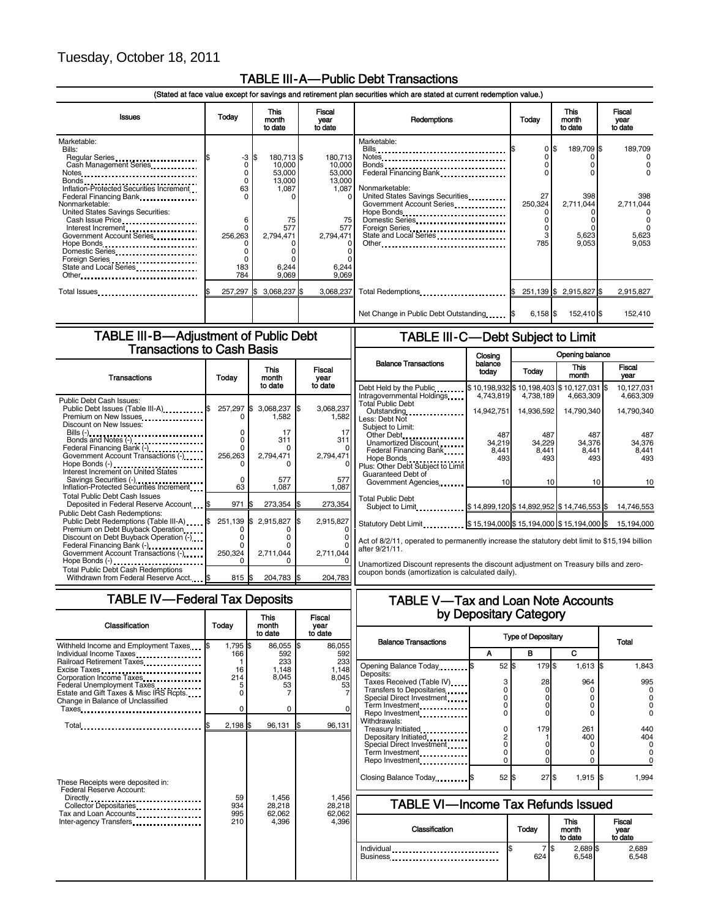Tuesday, October 18, 2011

## TABLE III-A—Public Debt Transactions

(Stated at face value except for savings and retirement plan securities which are stated at current redemption value.)

| Issues | Today | This month to date | Fiscal year to date |
|---|---|---|---|
| Marketable: | | | |
| Bills: | | | |
| Regular Series | $ -3 | $ 180,713 | $ 180,713 |
| Cash Management Series | 0 | 10,000 | 10,000 |
| Notes | 0 | 53,000 | 53,000 |
| Bonds | 0 | 13,000 | 13,000 |
| Inflation-Protected Securities Increment | 63 | 1,087 | 1,087 |
| Federal Financing Bank | 0 | 0 | 0 |
| Nonmarketable: | | | |
| United States Savings Securities: | | | |
| Cash Issue Price | 6 | 75 | 75 |
| Interest Increment | 0 | 577 | 577 |
| Government Account Series | 256,263 | 2,794,471 | 2,794,471 |
| Hope Bonds | 0 | 0 | 0 |
| Domestic Series | 0 | 0 | 0 |
| Foreign Series | 0 | 0 | 0 |
| State and Local Series | 183 | 6,244 | 6,244 |
| Other | 784 | 9,069 | 9,069 |
| Total Issues | $ 257,297 | $ 3,068,237 | $ 3,068,237 |

| Redemptions | Today | This month to date | Fiscal year to date |
|---|---|---|---|
| Marketable: | | | |
| Bills | $ 0 | $ 189,709 | $ 189,709 |
| Notes | 0 | 0 | 0 |
| Bonds | 0 | 0 | 0 |
| Federal Financing Bank | 0 | 0 | 0 |
| Nonmarketable: | | | |
| United States Savings Securities | 27 | 398 | 398 |
| Government Account Series | 250,324 | 2,711,044 | 2,711,044 |
| Hope Bonds | 0 | 0 | 0 |
| Domestic Series | 0 | 0 | 0 |
| Foreign Series | 0 | 0 | 0 |
| State and Local Series | 3 | 5,623 | 5,623 |
| Other | 785 | 9,053 | 9,053 |
| Total Redemptions | $ 251,139 | $ 2,915,827 | $ 2,915,827 |
| Net Change in Public Debt Outstanding | $ 6,158 | $ 152,410 | $ 152,410 |

## TABLE III-B—Adjustment of Public Debt Transactions to Cash Basis

| Transactions | Today | This month to date | Fiscal year to date |
|---|---|---|---|
| Public Debt Cash Issues: | | | |
| Public Debt Issues (Table III-A) | $ 257,297 | $ 3,068,237 | $ 3,068,237 |
| Premium on New Issues | 0 | 1,582 | 1,582 |
| Discount on New Issues: | | | |
| Bills (-) | 0 | 17 | 17 |
| Bonds and Notes (-) | 0 | 311 | 311 |
| Federal Financing Bank (-) | 0 | 0 | 0 |
| Government Account Transactions (-) | 256,263 | 2,794,471 | 2,794,471 |
| Hope Bonds (-) | 0 | 0 | 0 |
| Interest Increment on United States Savings Securities (-) | 0 | 577 | 577 |
| Inflation-Protected Securities Increment | 63 | 1,087 | 1,087 |
| Total Public Debt Cash Issues Deposited in Federal Reserve Account | $ 971 | $ 273,354 | $ 273,354 |
| Public Debt Cash Redemptions: | | | |
| Public Debt Redemptions (Table III-A) | $ 251,139 | $ 2,915,827 | $ 2,915,827 |
| Premium on Debt Buyback Operation | 0 | 0 | 0 |
| Discount on Debt Buyback Operation (-) | 0 | 0 | 0 |
| Federal Financing Bank (-) | 0 | 0 | 0 |
| Government Account Transactions (-) | 250,324 | 2,711,044 | 2,711,044 |
| Hope Bonds (-) | 0 | 0 | 0 |
| Total Public Debt Cash Redemptions Withdrawn from Federal Reserve Acct. | $ 815 | $ 204,783 | $ 204,783 |

## TABLE III-C—Debt Subject to Limit

| Balance Transactions | Closing balance today | Opening balance Today | Opening balance This month | Opening balance Fiscal year |
|---|---|---|---|---|
| Debt Held by the Public | $ 10,198,932 | $ 10,198,403 | $ 10,127,031 | $ 10,127,031 |
| Intragovernmental Holdings | 4,743,819 | 4,738,189 | 4,663,309 | 4,663,309 |
| Total Public Debt Outstanding | 14,942,751 | 14,936,592 | 14,790,340 | 14,790,340 |
| Less: Debt Not Subject to Limit: | | | | |
| Other Debt | 487 | 487 | 487 | 487 |
| Unamortized Discount | 34,219 | 34,229 | 34,376 | 34,376 |
| Federal Financing Bank | 8,441 | 8,441 | 8,441 | 8,441 |
| Hope Bonds | 493 | 493 | 493 | 493 |
| Plus: Other Debt Subject to Limit | | | | |
| Guaranteed Debt of Government Agencies | 10 | 10 | 10 | 10 |
| Total Public Debt Subject to Limit | $ 14,899,120 | $ 14,892,952 | $ 14,746,553 | $ 14,746,553 |
| Statutory Debt Limit | $ 15,194,000 | $ 15,194,000 | $ 15,194,000 | $ 15,194,000 |

Act of 8/2/11, operated to permanently increase the statutory debt limit to $15,194 billion after 9/21/11.

Unamortized Discount represents the discount adjustment on Treasury bills and zero-coupon bonds (amortization is calculated daily).

## TABLE IV—Federal Tax Deposits

| Classification | Today | This month to date | Fiscal year to date |
|---|---|---|---|
| Withheld Income and Employment Taxes | $ 1,795 | $ 86,055 | $ 86,055 |
| Individual Income Taxes | 166 | 592 | 592 |
| Railroad Retirement Taxes | 1 | 233 | 233 |
| Excise Taxes | 16 | 1,148 | 1,148 |
| Corporation Income Taxes | 214 | 8,045 | 8,045 |
| Federal Unemployment Taxes | 5 | 53 | 53 |
| Estate and Gift Taxes & Misc IRS Rcpts. | 0 | 7 | 7 |
| Change in Balance of Unclassified Taxes | 0 | 0 | 0 |
| Total | $ 2,198 | $ 96,131 | $ 96,131 |
| These Receipts were deposited in: | | | |
| Federal Reserve Account: | | | |
| Directly | 59 | 1,456 | 1,456 |
| Collector Depositaries | 934 | 28,218 | 28,218 |
| Tax and Loan Accounts | 995 | 62,062 | 62,062 |
| Inter-agency Transfers | 210 | 4,396 | 4,396 |

## TABLE V—Tax and Loan Note Accounts by Depositary Category

| Balance Transactions | Type of Depositary A | Type of Depositary B | Type of Depositary C | Total |
|---|---|---|---|---|
| Opening Balance Today | $ 52 | $ 179 | $ 1,613 | $ 1,843 |
| Deposits: | | | | |
| Taxes Received (Table IV) | 3 | 28 | 964 | 995 |
| Transfers to Depositaries | 0 | 0 | 0 | 0 |
| Special Direct Investment | 0 | 0 | 0 | 0 |
| Term Investment | 0 | 0 | 0 | 0 |
| Repo Investment | 0 | 0 | 0 | 0 |
| Withdrawals: | | | | |
| Treasury Initiated | 0 | 179 | 261 | 440 |
| Depositary Initiated | 2 | 1 | 400 | 404 |
| Special Direct Investment | 0 | 0 | 0 | 0 |
| Term Investment | 0 | 0 | 0 | 0 |
| Repo Investment | 0 | 0 | 0 | 0 |
| Closing Balance Today | $ 52 | $ 27 | $ 1,915 | $ 1,994 |

## TABLE VI—Income Tax Refunds Issued

| Classification | Today | This month to date | Fiscal year to date |
|---|---|---|---|
| Individual | $ 7 | $ 2,689 | $ 2,689 |
| Business | 624 | 6,548 | 6,548 |